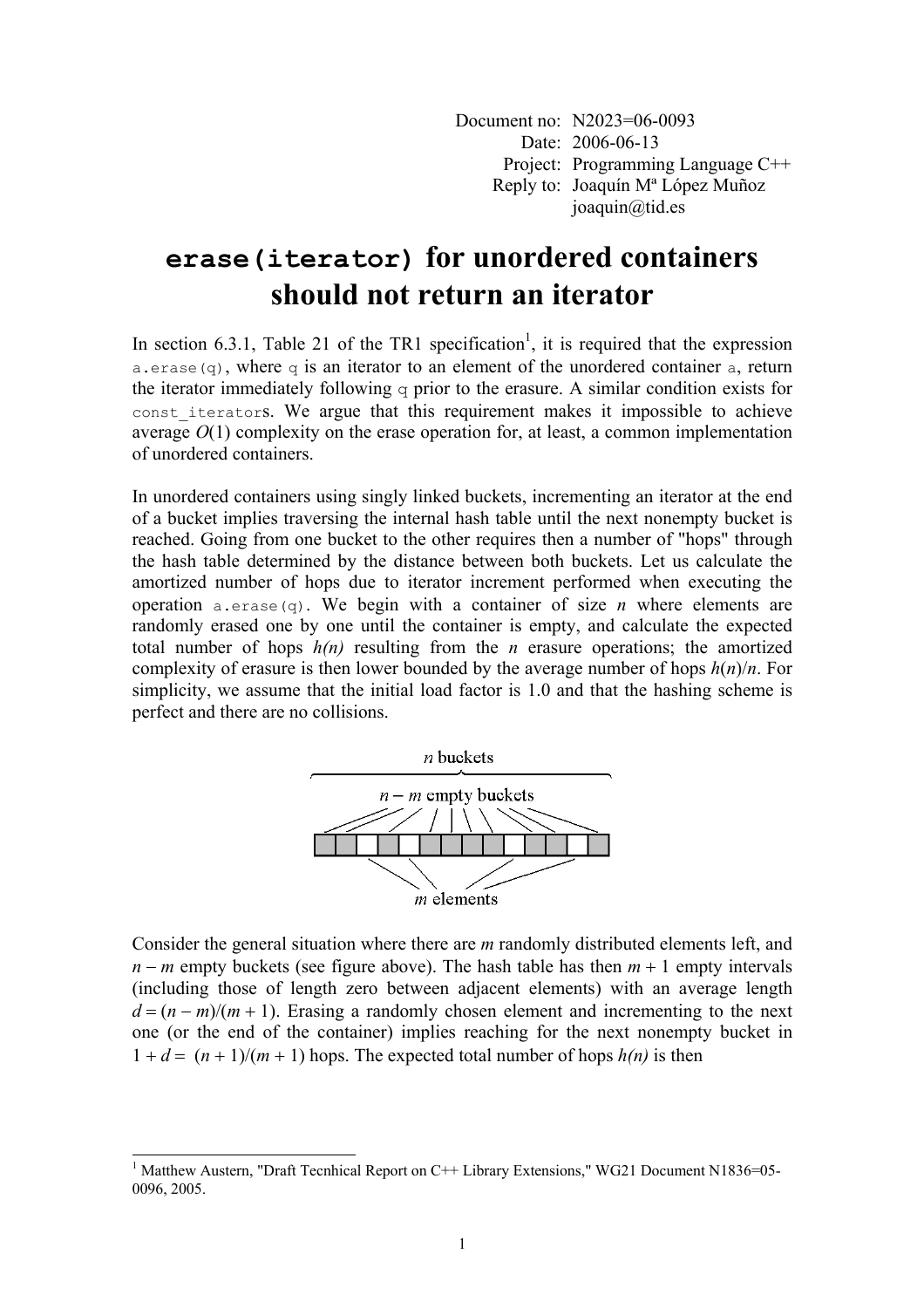Document no: N2023=06-0093
Date: 2006-06-13
Project: Programming Language C++
Reply to: Joaquín Mª López Muñoz
joaquin@tid.es

# `erase(iterator)` for unordered containers should not return an iterator

In section 6.3.1, Table 21 of the TR1 specification[1], it is required that the expression `a.erase(q)`, where `q` is an iterator to an element of the unordered container `a`, return the iterator immediately following `q` prior to the erasure. A similar condition exists for `const_iterator`s. We argue that this requirement makes it impossible to achieve average $O(1)$ complexity on the erase operation for, at least, a common implementation of unordered containers.

In unordered containers using singly linked buckets, incrementing an iterator at the end of a bucket implies traversing the internal hash table until the next nonempty bucket is reached. Going from one bucket to the other requires then a number of "hops" through the hash table determined by the distance between both buckets. Let us calculate the amortized number of hops due to iterator increment performed when executing the operation `a.erase(q)`. We begin with a container of size $n$ where elements are randomly erased one by one until the container is empty, and calculate the expected total number of hops $h(n)$ resulting from the $n$ erasure operations; the amortized complexity of erasure is then lower bounded by the average number of hops $h(n)/n$. For simplicity, we assume that the initial load factor is 1.0 and that the hashing scheme is perfect and there are no collisions.

$n$ buckets

$n - m$ empty buckets

$m$ elements

Consider the general situation where there are $m$ randomly distributed elements left, and $n - m$ empty buckets (see figure above). The hash table has then $m + 1$ empty intervals (including those of length zero between adjacent elements) with an average length $d = (n - m)/(m + 1)$. Erasing a randomly chosen element and incrementing to the next one (or the end of the container) implies reaching for the next nonempty bucket in $1 + d = (n + 1)/(m + 1)$ hops. The expected total number of hops $h(n)$ is then

[1] Matthew Austern, "Draft Tecnhical Report on C++ Library Extensions," WG21 Document N1836=05-0096, 2005.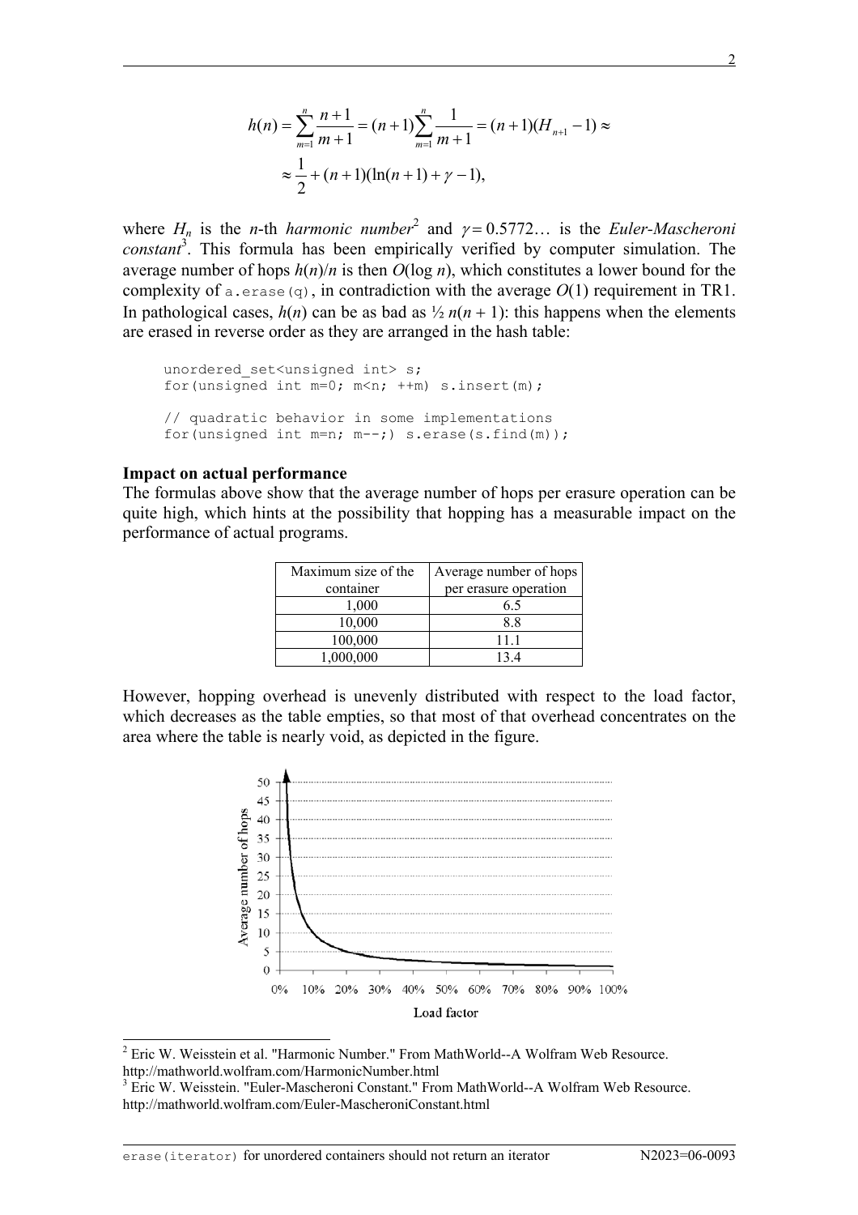$$h(n) = \sum_{m=1}^{n} \frac{n+1}{m+1} = (n+1)\sum_{m=1}^{n} \frac{1}{m+1} = (n+1)(H_{n+1} - 1) \approx$$
$$\approx \frac{1}{2} + (n+1)(\ln(n+1) + \gamma - 1),$$

where $H_n$ is the $n$-th *harmonic number*[2] and $\gamma = 0.5772\ldots$ is the *Euler-Mascheroni constant*[3]. This formula has been empirically verified by computer simulation. The average number of hops $h(n)/n$ is then $O(\log n)$, which constitutes a lower bound for the complexity of `a.erase(q)`, in contradiction with the average $O(1)$ requirement in TR1. In pathological cases, $h(n)$ can be as bad as ½ $n(n + 1)$: this happens when the elements are erased in reverse order as they are arranged in the hash table:

```
unordered_set<unsigned int> s;
for(unsigned int m=0; m<n; ++m) s.insert(m);

// quadratic behavior in some implementations
for(unsigned int m=n; m--;) s.erase(s.find(m));
```

**Impact on actual performance**

The formulas above show that the average number of hops per erasure operation can be quite high, which hints at the possibility that hopping has a measurable impact on the performance of actual programs.

| Maximum size of the container | Average number of hops per erasure operation |
|---|---|
| 1,000 | 6.5 |
| 10,000 | 8.8 |
| 100,000 | 11.1 |
| 1,000,000 | 13.4 |

However, hopping overhead is unevenly distributed with respect to the load factor, which decreases as the table empties, so that most of that overhead concentrates on the area where the table is nearly void, as depicted in the figure.

[2] Eric W. Weisstein et al. "Harmonic Number." From MathWorld--A Wolfram Web Resource. http://mathworld.wolfram.com/HarmonicNumber.html

[3] Eric W. Weisstein. "Euler-Mascheroni Constant." From MathWorld--A Wolfram Web Resource. http://mathworld.wolfram.com/Euler-MascheroniConstant.html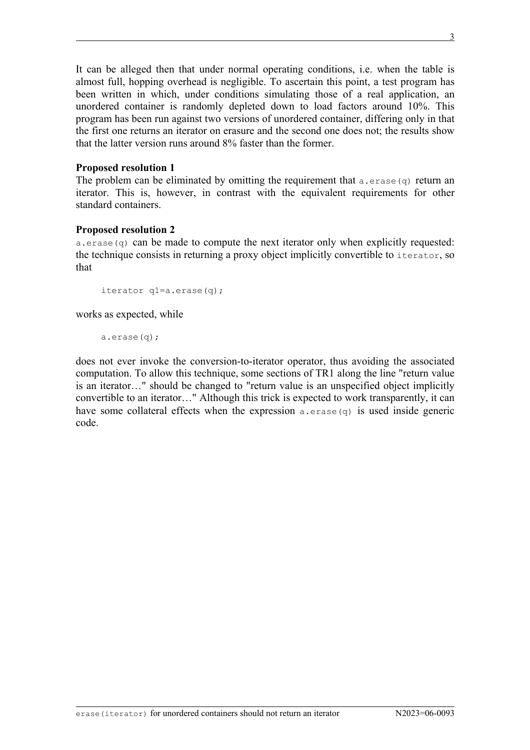It can be alleged then that under normal operating conditions, i.e. when the table is almost full, hopping overhead is negligible. To ascertain this point, a test program has been written in which, under conditions simulating those of a real application, an unordered container is randomly depleted down to load factors around 10%. This program has been run against two versions of unordered container, differing only in that the first one returns an iterator on erasure and the second one does not; the results show that the latter version runs around 8% faster than the former.

**Proposed resolution 1**
The problem can be eliminated by omitting the requirement that `a.erase(q)` return an iterator. This is, however, in contrast with the equivalent requirements for other standard containers.

**Proposed resolution 2**
`a.erase(q)` can be made to compute the next iterator only when explicitly requested: the technique consists in returning a proxy object implicitly convertible to `iterator`, so that

```
iterator q1=a.erase(q);
```

works as expected, while

```
a.erase(q);
```

does not ever invoke the conversion-to-iterator operator, thus avoiding the associated computation. To allow this technique, some sections of TR1 along the line "return value is an iterator…" should be changed to "return value is an unspecified object implicitly convertible to an iterator…" Although this trick is expected to work transparently, it can have some collateral effects when the expression `a.erase(q)` is used inside generic code.